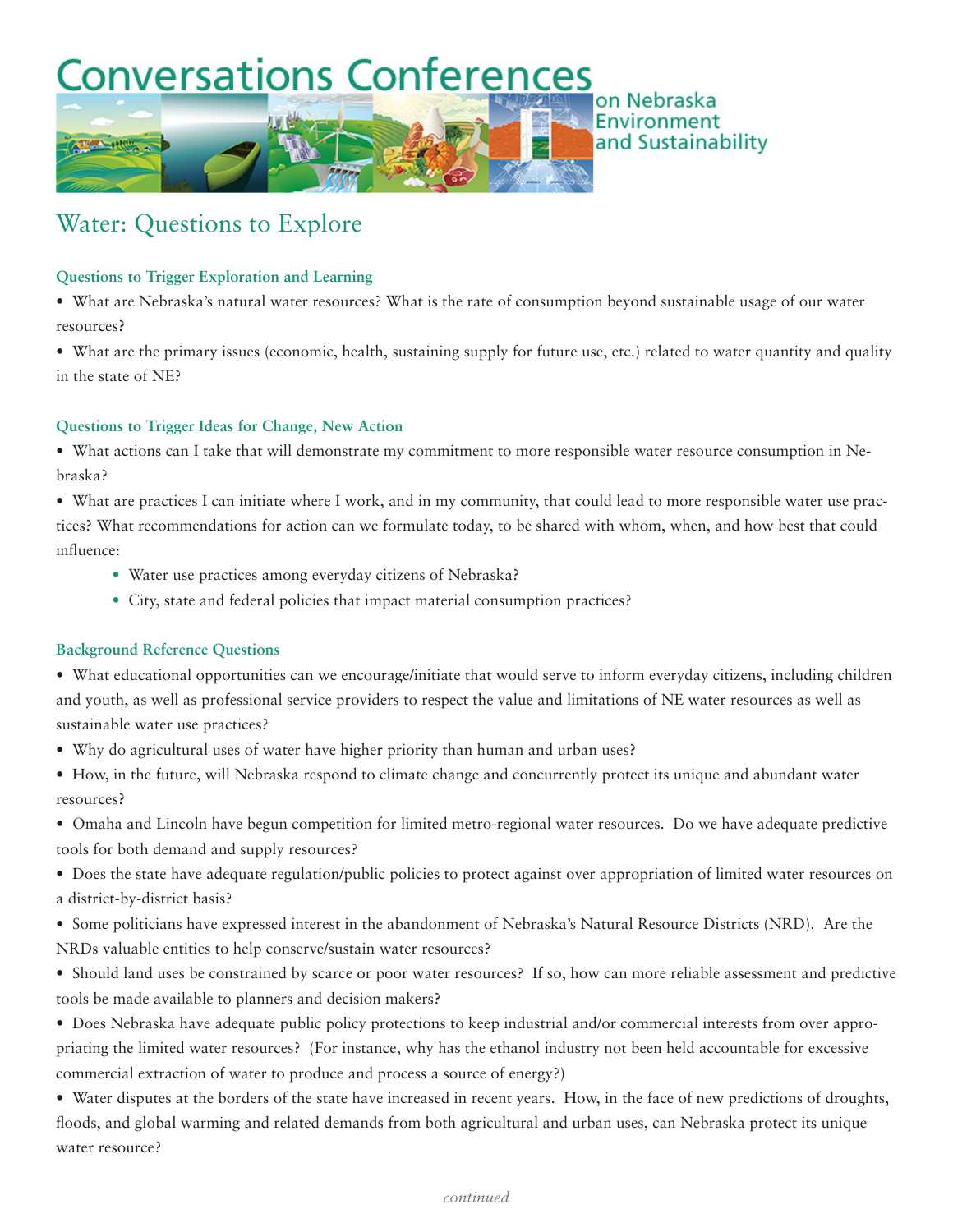# Conversations Conferences on Nebraska Environment and Sustainability

## Water: Questions to Explore

### Questions to Trigger Exploration and Learning

- What are Nebraska's natural water resources? What is the rate of consumption beyond sustainable usage of our water resources?
- What are the primary issues (economic, health, sustaining supply for future use, etc.) related to water quantity and quality in the state of NE?

### Questions to Trigger Ideas for Change, New Action

- What actions can I take that will demonstrate my commitment to more responsible water resource consumption in Nebraska?
- What are practices I can initiate where I work, and in my community, that could lead to more responsible water use practices? What recommendations for action can we formulate today, to be shared with whom, when, and how best that could influence:
  - Water use practices among everyday citizens of Nebraska?
  - City, state and federal policies that impact material consumption practices?

### Background Reference Questions

- What educational opportunities can we encourage/initiate that would serve to inform everyday citizens, including children and youth, as well as professional service providers to respect the value and limitations of NE water resources as well as sustainable water use practices?
- Why do agricultural uses of water have higher priority than human and urban uses?
- How, in the future, will Nebraska respond to climate change and concurrently protect its unique and abundant water resources?
- Omaha and Lincoln have begun competition for limited metro-regional water resources. Do we have adequate predictive tools for both demand and supply resources?
- Does the state have adequate regulation/public policies to protect against over appropriation of limited water resources on a district-by-district basis?
- Some politicians have expressed interest in the abandonment of Nebraska's Natural Resource Districts (NRD). Are the NRDs valuable entities to help conserve/sustain water resources?
- Should land uses be constrained by scarce or poor water resources? If so, how can more reliable assessment and predictive tools be made available to planners and decision makers?
- Does Nebraska have adequate public policy protections to keep industrial and/or commercial interests from over appropriating the limited water resources? (For instance, why has the ethanol industry not been held accountable for excessive commercial extraction of water to produce and process a source of energy?)
- Water disputes at the borders of the state have increased in recent years. How, in the face of new predictions of droughts, floods, and global warming and related demands from both agricultural and urban uses, can Nebraska protect its unique water resource?

*continued*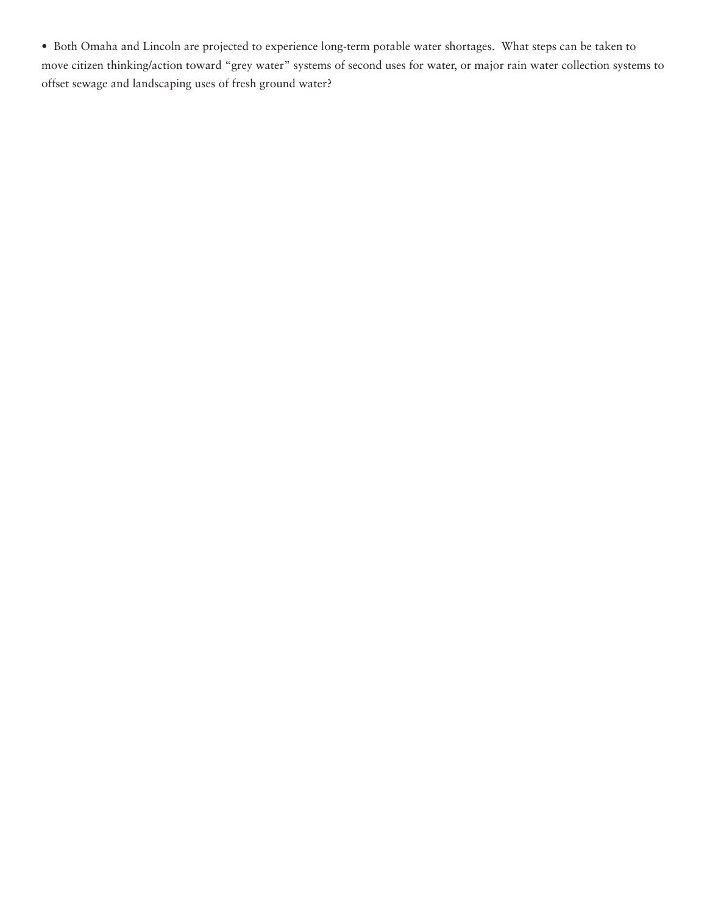- Both Omaha and Lincoln are projected to experience long-term potable water shortages. What steps can be taken to move citizen thinking/action toward "grey water" systems of second uses for water, or major rain water collection systems to offset sewage and landscaping uses of fresh ground water?